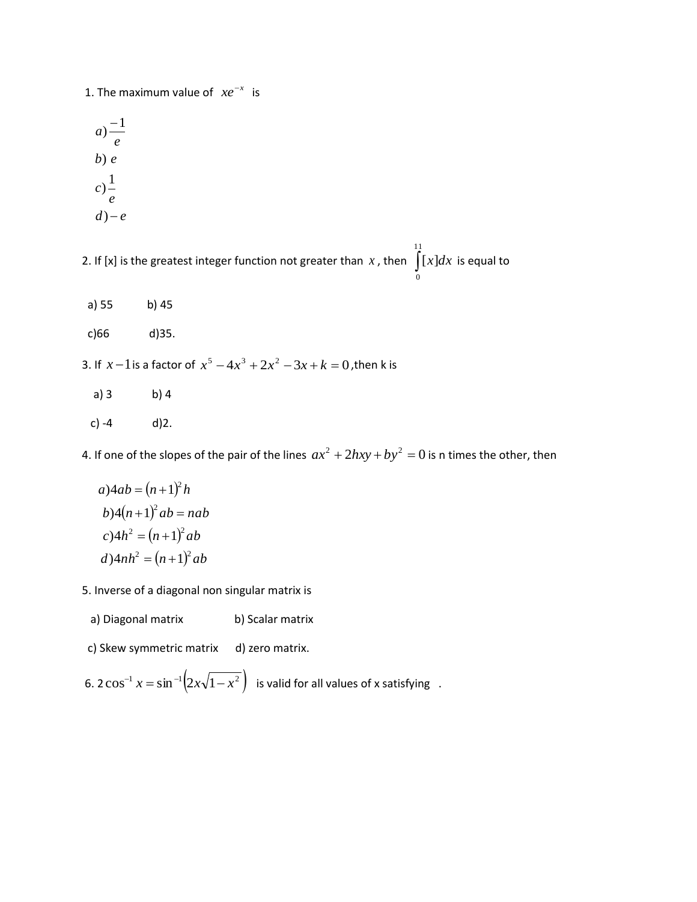1. The maximum value of $xe^{-x}$ is

$a)\dfrac{-1}{e}$

$b)\ e$

$c)\dfrac{1}{e}$

$d)-e$

2. If [x] is the greatest integer function not greater than $x$, then $\int_{0}^{11}[x]dx$ is equal to

a) 55 b) 45

c)66 d)35.

3. If $x-1$ is a factor of $x^5-4x^3+2x^2-3x+k=0$, then k is

a) 3 b) 4

c) -4 d)2.

4. If one of the slopes of the pair of the lines $ax^2+2hxy+by^2=0$ is n times the other, then

$a)4ab=(n+1)^2h$

$b)4(n+1)^2ab=nab$

$c)4h^2=(n+1)^2ab$

$d)4nh^2=(n+1)^2ab$

5. Inverse of a diagonal non singular matrix is

a) Diagonal matrix b) Scalar matrix

c) Skew symmetric matrix d) zero matrix.

6. $2\cos^{-1}x=\sin^{-1}\left(2x\sqrt{1-x^2}\right)$ is valid for all values of x satisfying .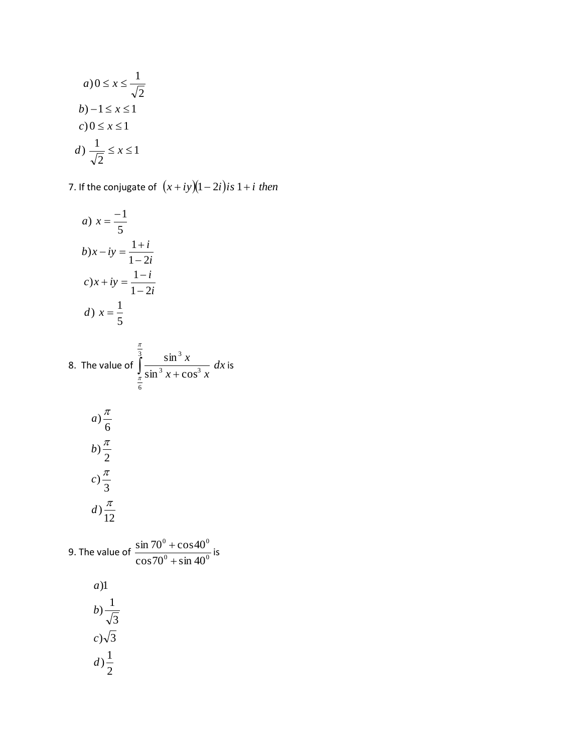a) $0 \le x \le \frac{1}{\sqrt{2}}$

b) $-1 \le x \le 1$

c) $0 \le x \le 1$

d) $\frac{1}{\sqrt{2}} \le x \le 1$

7. If the conjugate of $(x+iy)(1-2i)$ *is* $1+i$ *then*

a) $x = \frac{-1}{5}$

b) $x - iy = \frac{1+i}{1-2i}$

c) $x + iy = \frac{1-i}{1-2i}$

d) $x = \frac{1}{5}$

8. The value of $\int_{\frac{\pi}{6}}^{\frac{\pi}{3}} \frac{\sin^3 x}{\sin^3 x + \cos^3 x}\, dx$ is

a) $\frac{\pi}{6}$

b) $\frac{\pi}{2}$

c) $\frac{\pi}{3}$

d) $\frac{\pi}{12}$

9. The value of $\frac{\sin 70^0 + \cos 40^0}{\cos 70^0 + \sin 40^0}$ is

a) $1$

b) $\frac{1}{\sqrt{3}}$

c) $\sqrt{3}$

d) $\frac{1}{2}$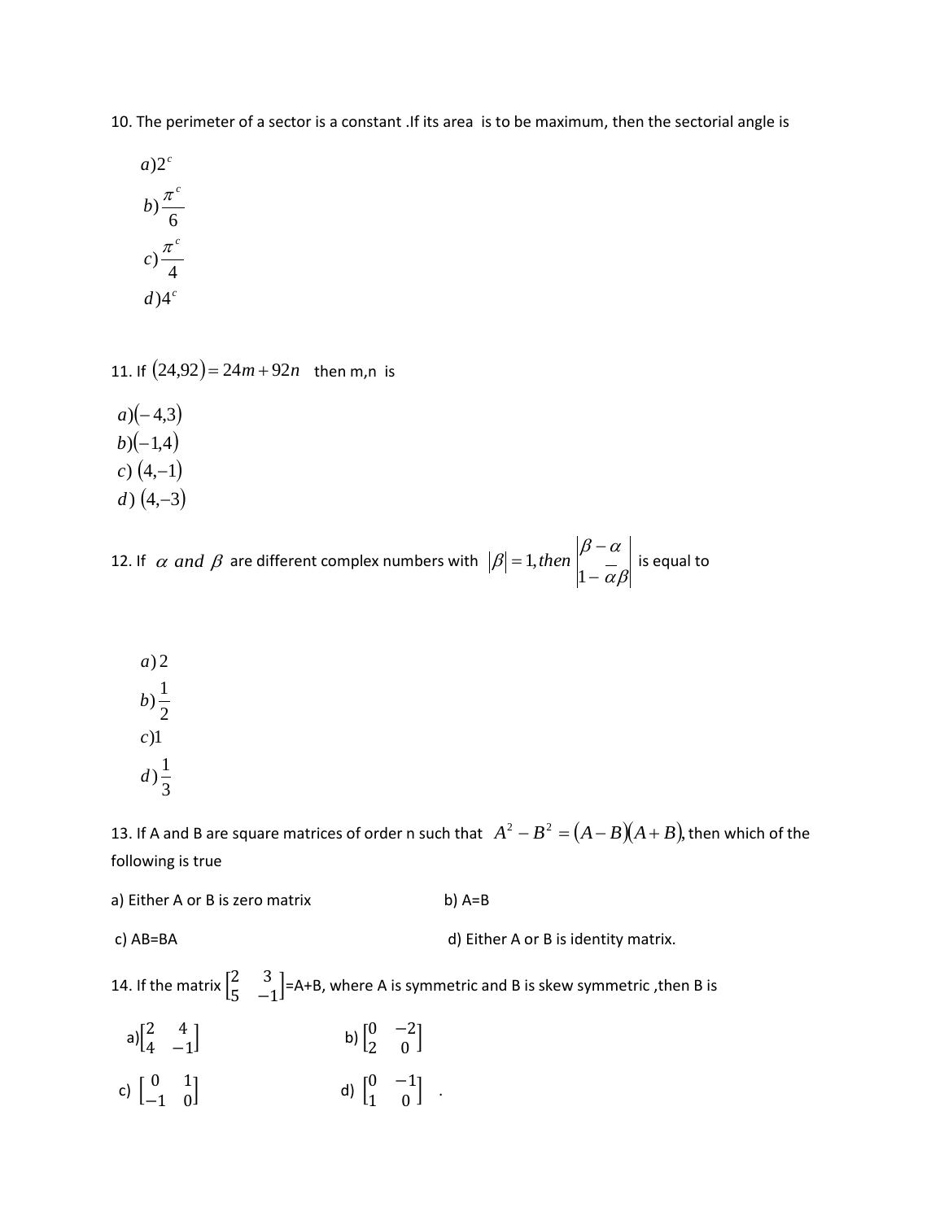10. The perimeter of a sector is a constant .If its area is to be maximum, then the sectorial angle is

$a) 2^c$

$b) \frac{\pi^c}{6}$

$c) \frac{\pi^c}{4}$

$d) 4^c$

11. If $(24,92) = 24m + 92n$ then m,n is

$a) (-4,3)$
$b) (-1,4)$
$c) (4,-1)$
$d) (4,-3)$

12. If $\alpha$ and $\beta$ are different complex numbers with $|\beta| = 1, then \left|\frac{\beta - \alpha}{1 - \overline{\alpha}\beta}\right|$ is equal to

$a) 2$

$b) \frac{1}{2}$

$c) 1$

$d) \frac{1}{3}$

13. If A and B are square matrices of order n such that $A^2 - B^2 = (A - B)(A + B)$, then which of the following is true

a) Either A or B is zero matrix

b) A=B

c) AB=BA

d) Either A or B is identity matrix.

14. If the matrix $\begin{bmatrix} 2 & 3 \\ 5 & -1 \end{bmatrix}$=A+B, where A is symmetric and B is skew symmetric ,then B is

a) $\begin{bmatrix} 2 & 4 \\ 4 & -1 \end{bmatrix}$

b) $\begin{bmatrix} 0 & -2 \\ 2 & 0 \end{bmatrix}$

c) $\begin{bmatrix} 0 & 1 \\ -1 & 0 \end{bmatrix}$

d) $\begin{bmatrix} 0 & -1 \\ 1 & 0 \end{bmatrix}$ .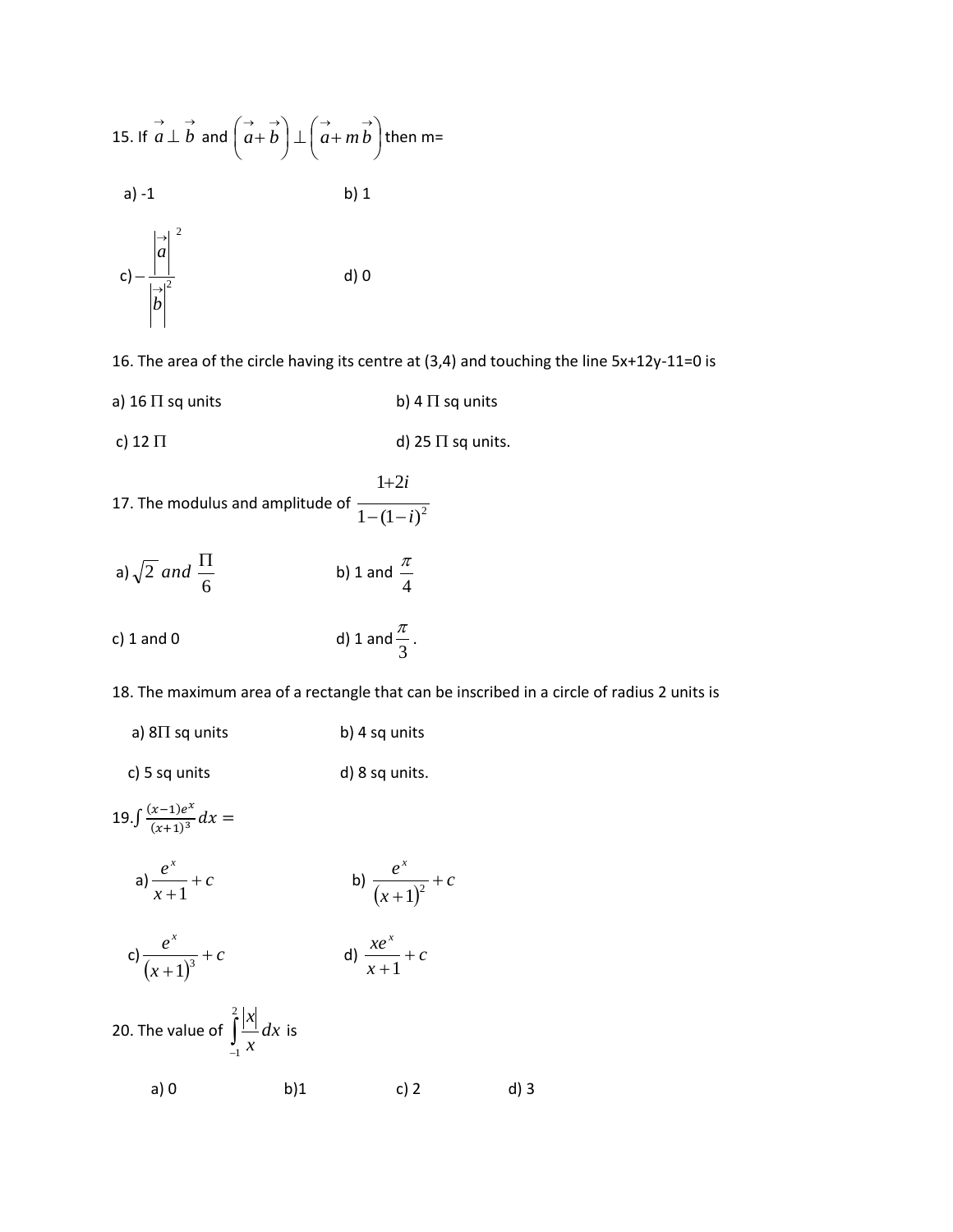15. If $\vec{a} \perp \vec{b}$ and $\left(\vec{a}+\vec{b}\right) \perp \left(\vec{a}+m\vec{b}\right)$ then m=

a) -1 b) 1

c) $-\dfrac{\left|\vec{a}\right|^2}{\left|\vec{b}\right|^2}$ d) 0

16. The area of the circle having its centre at (3,4) and touching the line 5x+12y-11=0 is

a) 16 $\Pi$ sq units b) 4 $\Pi$ sq units

c) 12 $\Pi$ d) 25 $\Pi$ sq units.

17. The modulus and amplitude of $\dfrac{1+2i}{1-(1-i)^2}$

a) $\sqrt{2}$ $and$ $\dfrac{\Pi}{6}$ b) 1 and $\dfrac{\pi}{4}$

c) 1 and 0 d) 1 and $\dfrac{\pi}{3}$.

18. The maximum area of a rectangle that can be inscribed in a circle of radius 2 units is

a) 8$\Pi$ sq units b) 4 sq units

c) 5 sq units d) 8 sq units.

19. $\int \frac{(x-1)e^x}{(x+1)^3}dx =$

a) $\dfrac{e^x}{x+1}+c$ b) $\dfrac{e^x}{(x+1)^2}+c$

c) $\dfrac{e^x}{(x+1)^3}+c$ d) $\dfrac{xe^x}{x+1}+c$

20. The value of $\int_{-1}^{2} \dfrac{|x|}{x}dx$ is

a) 0 b)1 c) 2 d) 3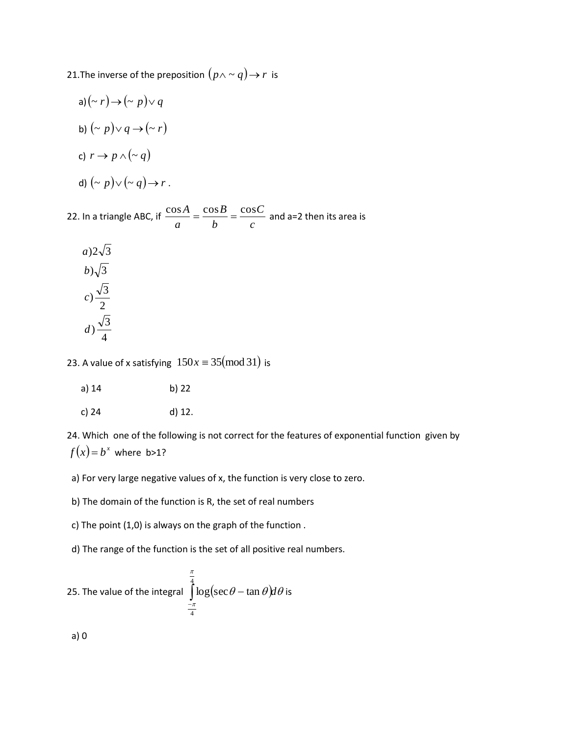21.The inverse of the preposition $(p \wedge \sim q) \rightarrow r$ is

a) $(\sim r) \rightarrow (\sim p) \vee q$

b) $(\sim p) \vee q \rightarrow (\sim r)$

c) $r \rightarrow p \wedge (\sim q)$

d) $(\sim p) \vee (\sim q) \rightarrow r$ .

22. In a triangle ABC, if $\dfrac{\cos A}{a} = \dfrac{\cos B}{b} = \dfrac{\cos C}{c}$ and a=2 then its area is

$a) 2\sqrt{3}$

$b) \sqrt{3}$

$c) \dfrac{\sqrt{3}}{2}$

$d) \dfrac{\sqrt{3}}{4}$

23. A value of x satisfying $150x \equiv 35 (\mathrm{mod}\ 31)$ is

a) 14 b) 22

c) 24 d) 12.

24. Which one of the following is not correct for the features of exponential function given by $f(x) = b^x$ where b>1?

a) For very large negative values of x, the function is very close to zero.

b) The domain of the function is R, the set of real numbers

c) The point (1,0) is always on the graph of the function .

d) The range of the function is the set of all positive real numbers.

25. The value of the integral $\int_{\frac{-\pi}{4}}^{\frac{\pi}{4}} \log(\sec\theta - \tan\theta) d\theta$ is

a) 0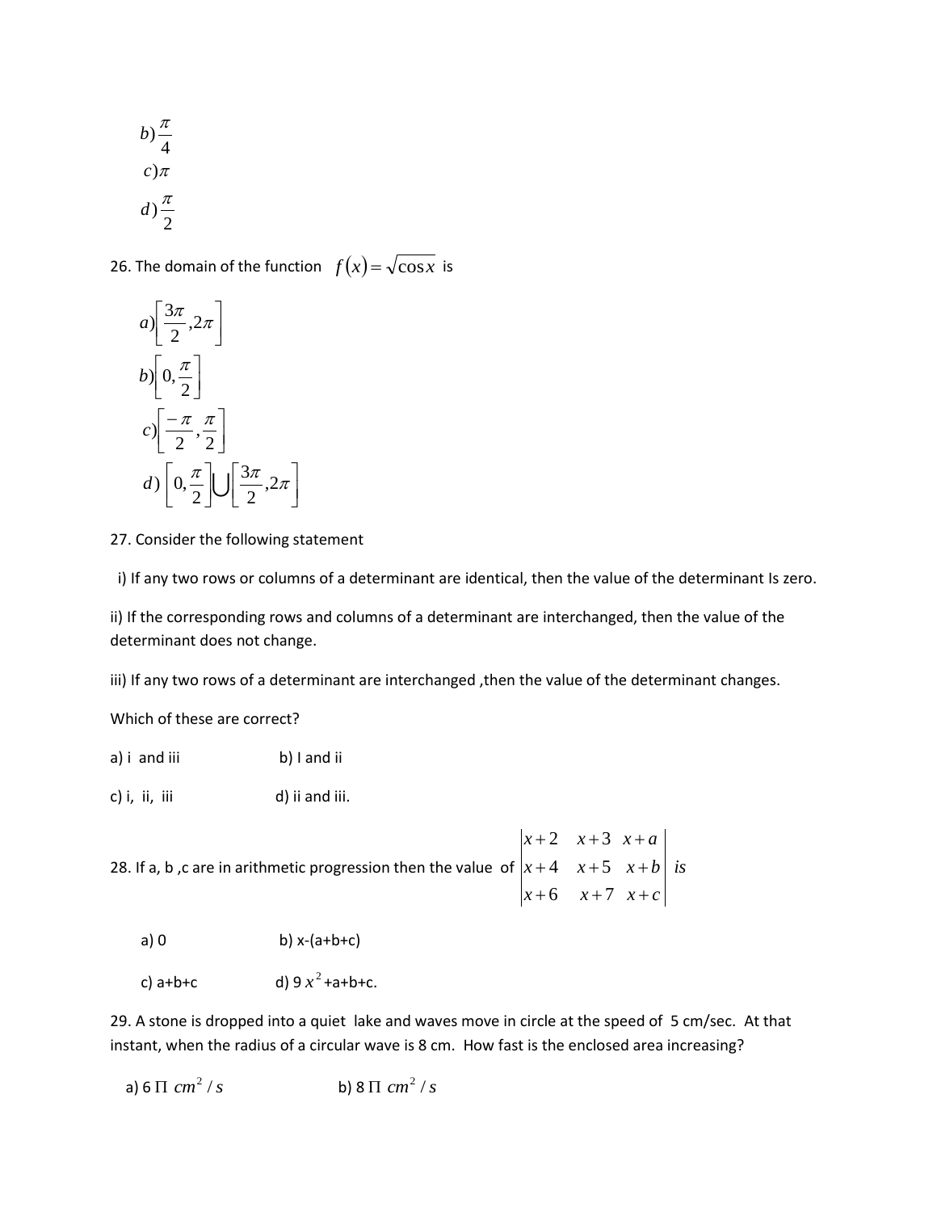$b) \frac{\pi}{4}$

$c) \pi$

$d) \frac{\pi}{2}$

26. The domain of the function $f(x) = \sqrt{\cos x}$ is

$a) \left[\frac{3\pi}{2}, 2\pi\right]$

$b) \left[0, \frac{\pi}{2}\right]$

$c) \left[\frac{-\pi}{2}, \frac{\pi}{2}\right]$

$d) \left[0, \frac{\pi}{2}\right] \cup \left[\frac{3\pi}{2}, 2\pi\right]$

27. Consider the following statement

i) If any two rows or columns of a determinant are identical, then the value of the determinant Is zero.

ii) If the corresponding rows and columns of a determinant are interchanged, then the value of the determinant does not change.

iii) If any two rows of a determinant are interchanged ,then the value of the determinant changes.

Which of these are correct?

a) i and iii　　　　b) I and ii

c) i, ii, iii　　　　d) ii and iii.

28. If a, b ,c are in arithmetic progression then the value of $\begin{vmatrix} x+2 & x+3 & x+a \\ x+4 & x+5 & x+b \\ x+6 & x+7 & x+c \end{vmatrix}$ *is*

a) 0　　　　b) x-(a+b+c)

c) a+b+c　　　　d) 9 $x^2$+a+b+c.

29. A stone is dropped into a quiet lake and waves move in circle at the speed of 5 cm/sec. At that instant, when the radius of a circular wave is 8 cm. How fast is the enclosed area increasing?

a) 6 $\Pi$ $cm^2/s$　　　　b) 8 $\Pi$ $cm^2/s$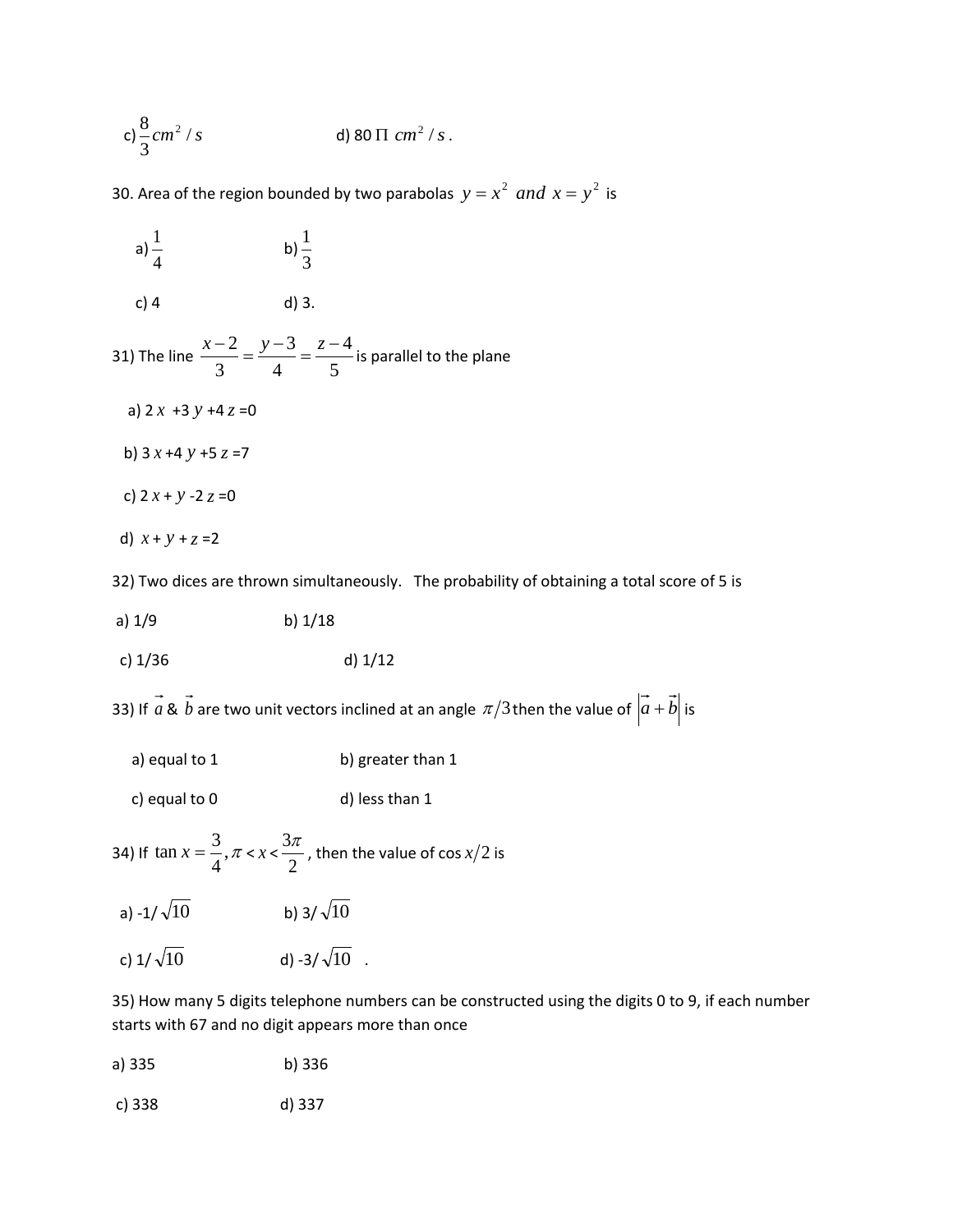c) $\frac{8}{3} cm^2 / s$ d) 80 $\Pi$ $cm^2 / s$ .

30. Area of the region bounded by two parabolas $y = x^2$ *and* $x = y^2$ is

a) $\frac{1}{4}$ b) $\frac{1}{3}$

c) 4 d) 3.

31) The line $\frac{x-2}{3} = \frac{y-3}{4} = \frac{z-4}{5}$ is parallel to the plane

a) 2 $x$ +3 $y$ +4 $z$ =0

b) 3 $x$ +4 $y$ +5 $z$ =7

c) 2 $x$ + $y$ -2 $z$ =0

d) $x$ + $y$ + $z$ =2

32) Two dices are thrown simultaneously. The probability of obtaining a total score of 5 is

a) 1/9 b) 1/18

c) 1/36 d) 1/12

33) If $\vec{a}$ & $\vec{b}$ are two unit vectors inclined at an angle $\pi/3$ then the value of $|\vec{a} + \vec{b}|$ is

a) equal to 1 b) greater than 1

c) equal to 0 d) less than 1

34) If $\tan x = \frac{3}{4}, \pi < x < \frac{3\pi}{2}$, then the value of cos $x/2$ is

a) -1/ $\sqrt{10}$ b) 3/ $\sqrt{10}$

c) 1/ $\sqrt{10}$ d) -3/ $\sqrt{10}$ .

35) How many 5 digits telephone numbers can be constructed using the digits 0 to 9, if each number starts with 67 and no digit appears more than once

a) 335 b) 336

c) 338 d) 337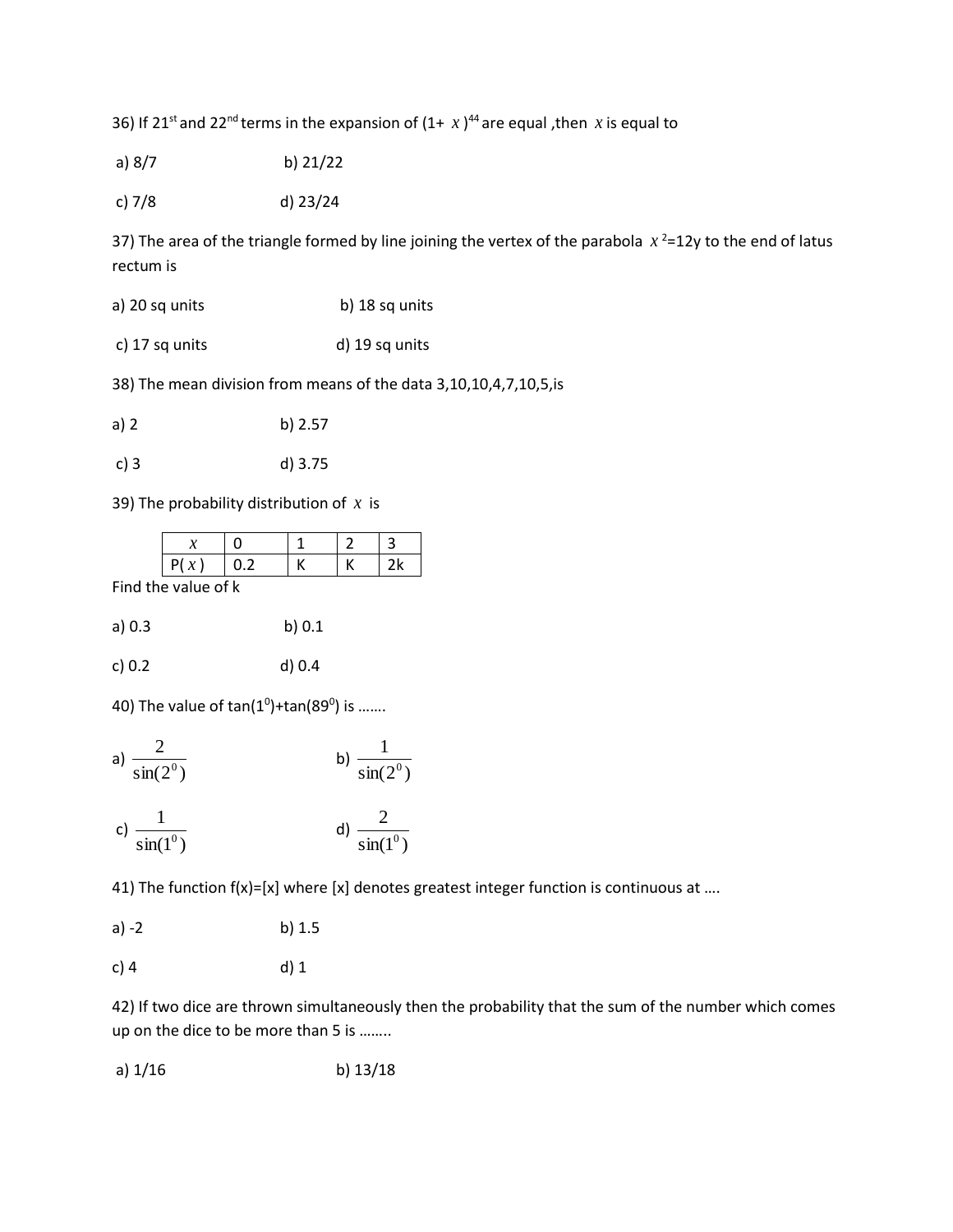36) If 21[st] and 22[nd] terms in the expansion of $(1+ x)^{44}$ are equal ,then $x$ is equal to

a) 8/7 b) 21/22

c) 7/8 d) 23/24

37) The area of the triangle formed by line joining the vertex of the parabola $x^2=12y$ to the end of latus rectum is

a) 20 sq units b) 18 sq units

c) 17 sq units d) 19 sq units

38) The mean division from means of the data 3,10,10,4,7,10,5,is

a) 2 b) 2.57

c) 3 d) 3.75

39) The probability distribution of $x$ is

| $x$ | 0 | 1 | 2 | 3 |
|---|---|---|---|---|
| P($x$) | 0.2 | K | K | 2k |

Find the value of k

a) 0.3 b) 0.1

c) 0.2 d) 0.4

40) The value of $\tan(1^0)+\tan(89^0)$ is …….

a) $\frac{2}{\sin(2^0)}$ b) $\frac{1}{\sin(2^0)}$

c) $\frac{1}{\sin(1^0)}$ d) $\frac{2}{\sin(1^0)}$

41) The function f(x)=[x] where [x] denotes greatest integer function is continuous at ….

a) -2 b) 1.5

c) 4 d) 1

42) If two dice are thrown simultaneously then the probability that the sum of the number which comes up on the dice to be more than 5 is ……..

a) 1/16 b) 13/18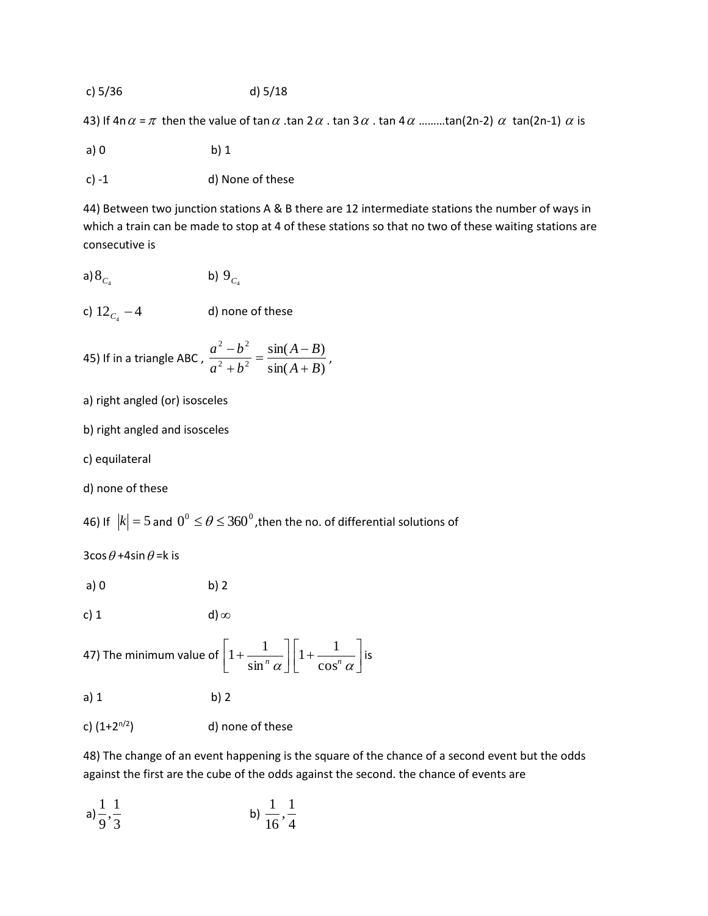c) 5/36 d) 5/18

43) If 4n$\alpha$ = $\pi$ then the value of tan$\alpha$ .tan 2$\alpha$ . tan 3$\alpha$ . tan 4$\alpha$ .........tan(2n-2) $\alpha$ tan(2n-1) $\alpha$ is

a) 0 b) 1

c) -1 d) None of these

44) Between two junction stations A & B there are 12 intermediate stations the number of ways in which a train can be made to stop at 4 of these stations so that no two of these waiting stations are consecutive is

a) $8_{C_4}$ b) $9_{C_4}$

c) $12_{C_4} - 4$ d) none of these

45) If in a triangle ABC , $\frac{a^2 - b^2}{a^2 + b^2} = \frac{\sin(A-B)}{\sin(A+B)}$,

a) right angled (or) isosceles

b) right angled and isosceles

c) equilateral

d) none of these

46) If $|k| = 5$ and $0^0 \leq \theta \leq 360^0$,then the no. of differential solutions of

3cos$\theta$+4sin$\theta$=k is

a) 0 b) 2

c) 1 d) $\infty$

47) The minimum value of $\left[1+\frac{1}{\sin^n \alpha}\right]\left[1+\frac{1}{\cos^n \alpha}\right]$ is

a) 1 b) 2

c) $(1+2^{n/2})$ d) none of these

48) The change of an event happening is the square of the chance of a second event but the odds against the first are the cube of the odds against the second. the chance of events are

a) $\frac{1}{9}, \frac{1}{3}$ b) $\frac{1}{16}, \frac{1}{4}$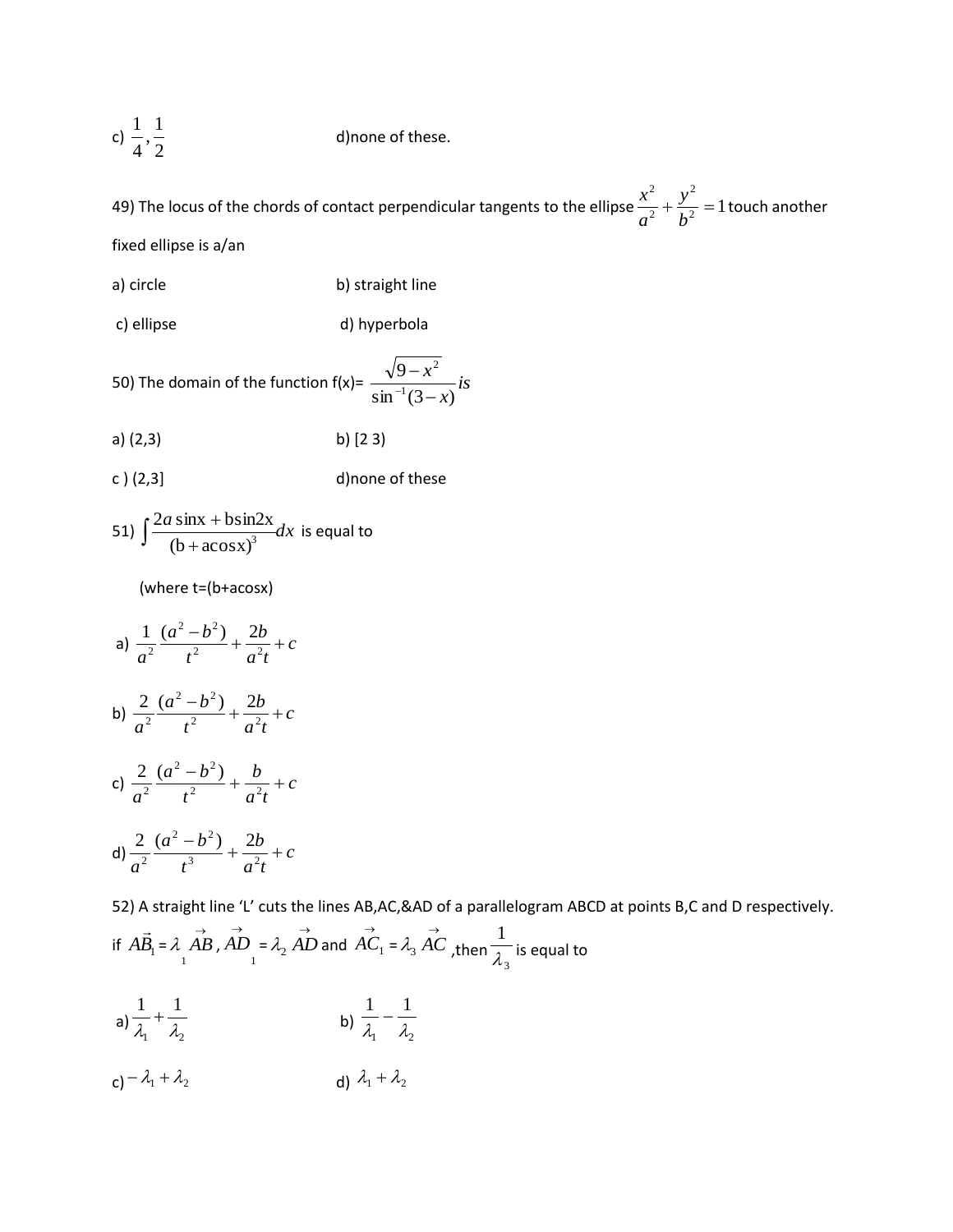c) $\dfrac{1}{4}, \dfrac{1}{2}$ d)none of these.

49) The locus of the chords of contact perpendicular tangents to the ellipse $\dfrac{x^2}{a^2} + \dfrac{y^2}{b^2} = 1$ touch another fixed ellipse is a/an

a) circle b) straight line

c) ellipse d) hyperbola

50) The domain of the function f(x)= $\dfrac{\sqrt{9-x^2}}{\sin^{-1}(3-x)} is$

a) (2,3) b) [2 3)

c ) (2,3] d)none of these

51) $\int \dfrac{2a\sin x + b\sin 2x}{(b + a\cos x)^3} dx$ is equal to

(where t=(b+acosx)

a) $\dfrac{1}{a^2} \dfrac{(a^2 - b^2)}{t^2} + \dfrac{2b}{a^2 t} + c$

b) $\dfrac{2}{a^2} \dfrac{(a^2 - b^2)}{t^2} + \dfrac{2b}{a^2 t} + c$

c) $\dfrac{2}{a^2} \dfrac{(a^2 - b^2)}{t^2} + \dfrac{b}{a^2 t} + c$

d) $\dfrac{2}{a^2} \dfrac{(a^2 - b^2)}{t^3} + \dfrac{2b}{a^2 t} + c$

52) A straight line 'L' cuts the lines AB,AC,&AD of a parallelogram ABCD at points B,C and D respectively. if $\vec{AB_1} = \lambda_1 \vec{AB}$, $\vec{AD_1} = \lambda_2 \vec{AD}$ and $\vec{AC_1} = \lambda_3 \vec{AC}$ ,then $\dfrac{1}{\lambda_3}$ is equal to

a) $\dfrac{1}{\lambda_1} + \dfrac{1}{\lambda_2}$ b) $\dfrac{1}{\lambda_1} - \dfrac{1}{\lambda_2}$

c) $-\lambda_1 + \lambda_2$ d) $\lambda_1 + \lambda_2$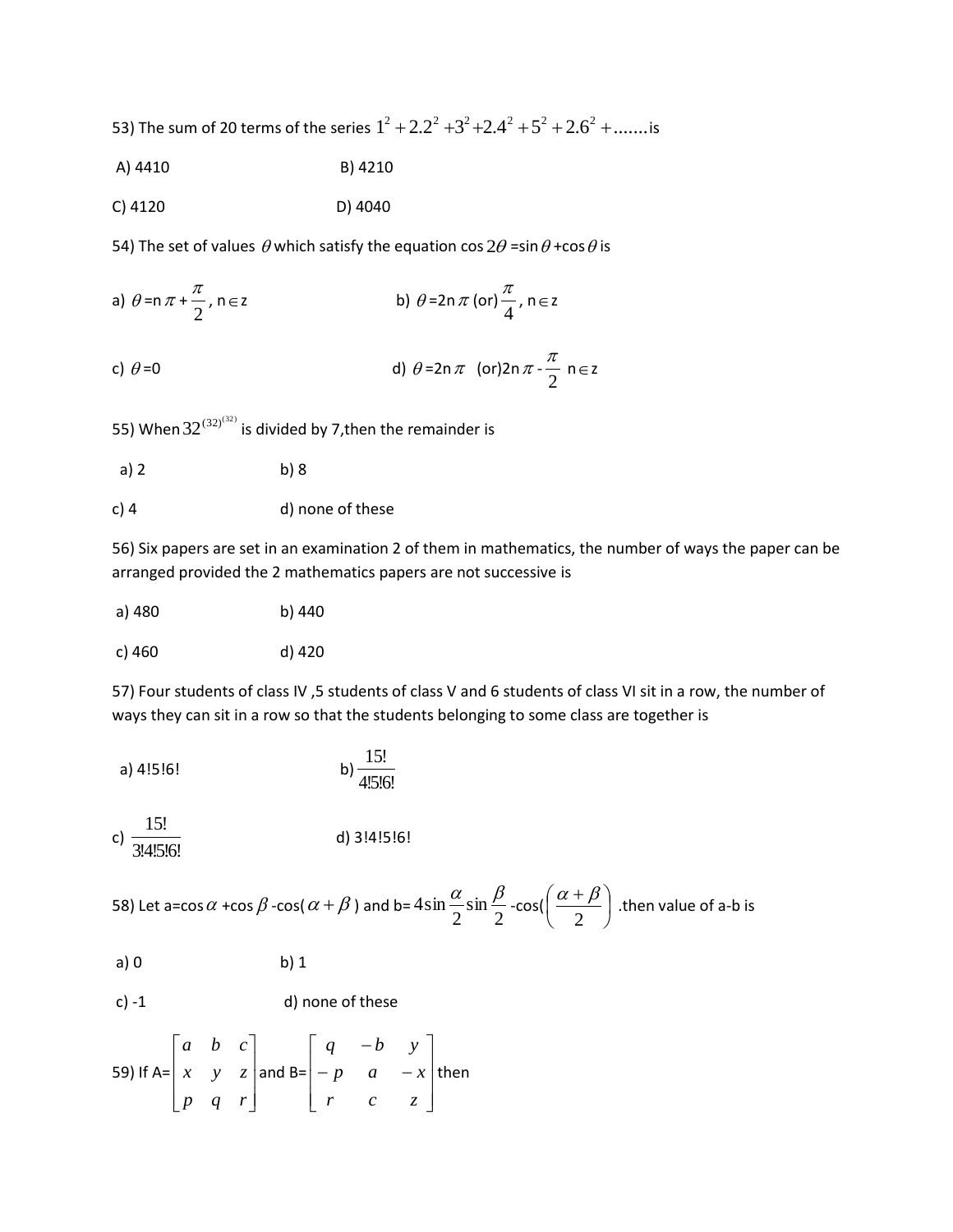53) The sum of 20 terms of the series $1^2 + 2.2^2 + 3^2 + 2.4^2 + 5^2 + 2.6^2 + .......$ is

A) 4410 B) 4210

C) 4120 D) 4040

54) The set of values $\theta$ which satisfy the equation $\cos 2\theta = \sin\theta + \cos\theta$ is

a) $\theta = n\pi + \frac{\pi}{2}$, $n \in z$ b) $\theta = 2n\pi$ (or) $\frac{\pi}{4}$, $n \in z$

c) $\theta = 0$ d) $\theta = 2n\pi$ (or) $2n\pi - \frac{\pi}{2}$ $n \in z$

55) When $32^{(32)^{(32)}}$ is divided by 7, then the remainder is

a) 2 b) 8

c) 4 d) none of these

56) Six papers are set in an examination 2 of them in mathematics, the number of ways the paper can be arranged provided the 2 mathematics papers are not successive is

a) 480 b) 440

c) 460 d) 420

57) Four students of class IV, 5 students of class V and 6 students of class VI sit in a row, the number of ways they can sit in a row so that the students belonging to some class are together is

a) 4!5!6! b) $\frac{15!}{4!5!6!}$

c) $\frac{15!}{3!4!5!6!}$ d) 3!4!5!6!

58) Let $a = \cos\alpha + \cos\beta - \cos(\alpha+\beta)$ and $b = 4\sin\frac{\alpha}{2}\sin\frac{\beta}{2} - \cos\left(\frac{\alpha+\beta}{2}\right)$ .then value of a-b is

a) 0 b) 1

c) -1 d) none of these

59) If A= $\begin{bmatrix} a & b & c \\ x & y & z \\ p & q & r \end{bmatrix}$ and B= $\begin{bmatrix} q & -b & y \\ -p & a & -x \\ r & c & z \end{bmatrix}$ then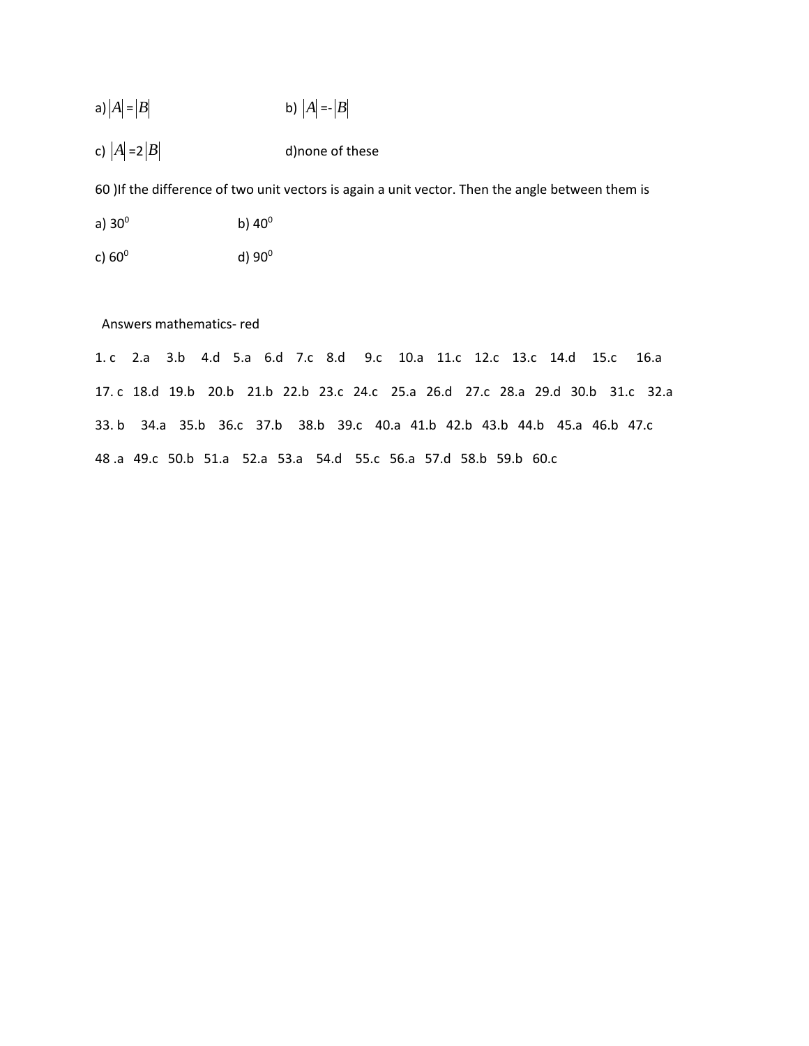a) $|A| = |B|$ b) $|A| = -|B|$

c) $|A| = 2|B|$ d)none of these

60 )If the difference of two unit vectors is again a unit vector. Then the angle between them is

a) $30^0$ b) $40^0$

c) $60^0$ d) $90^0$

Answers mathematics- red

1. c 2.a 3.b 4.d 5.a 6.d 7.c 8.d 9.c 10.a 11.c 12.c 13.c 14.d 15.c 16.a

17. c 18.d 19.b 20.b 21.b 22.b 23.c 24.c 25.a 26.d 27.c 28.a 29.d 30.b 31.c 32.a

33. b 34.a 35.b 36.c 37.b 38.b 39.c 40.a 41.b 42.b 43.b 44.b 45.a 46.b 47.c

48 .a 49.c 50.b 51.a 52.a 53.a 54.d 55.c 56.a 57.d 58.b 59.b 60.c